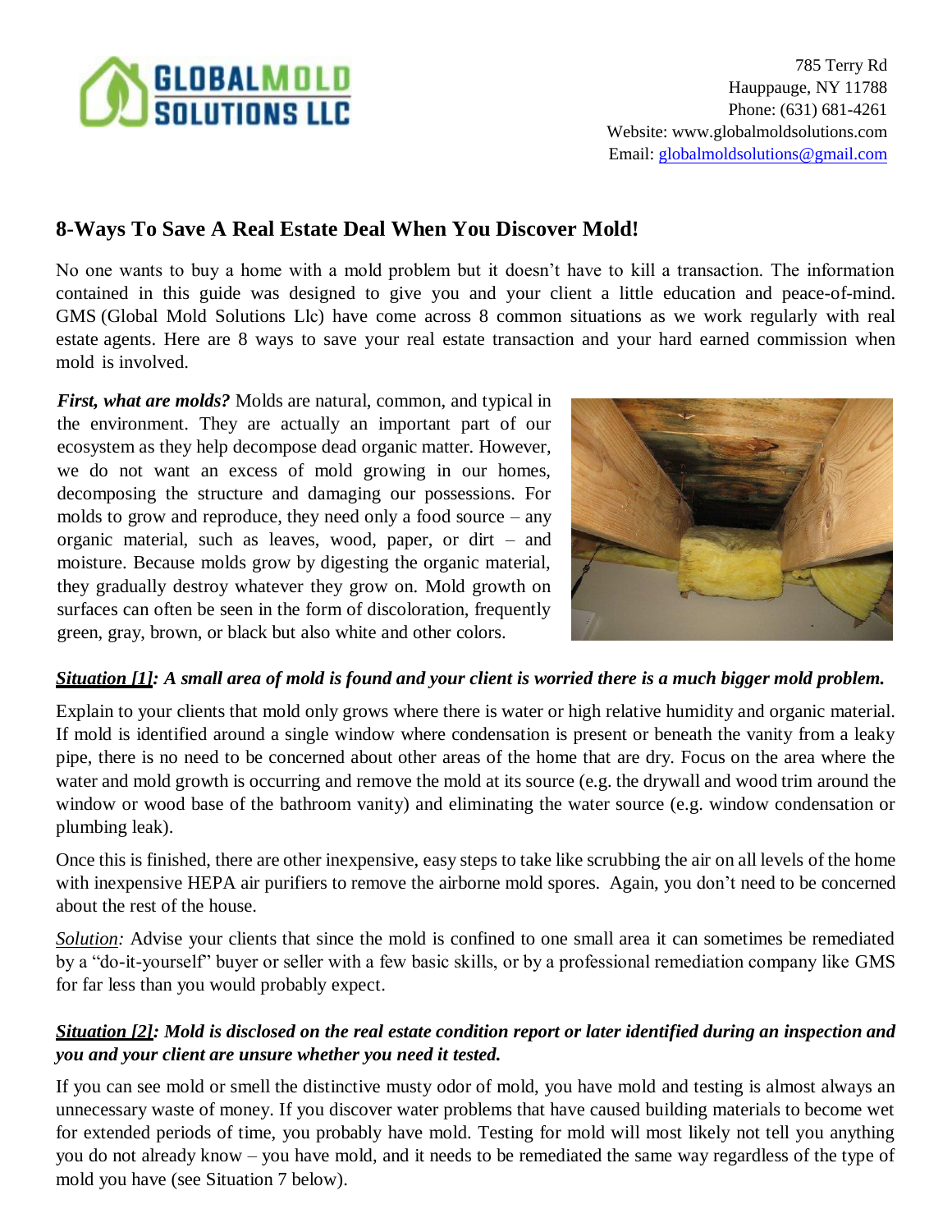785 Terry Rd
Hauppauge, NY 11788
Phone: (631) 681-4261
Website: www.globalmoldsolutions.com
Email: globalmoldsolutions@gmail.com

## 8-Ways To Save A Real Estate Deal When You Discover Mold!

No one wants to buy a home with a mold problem but it doesn't have to kill a transaction. The information contained in this guide was designed to give you and your client a little education and peace-of-mind. GMS (Global Mold Solutions Llc) have come across 8 common situations as we work regularly with real estate agents. Here are 8 ways to save your real estate transaction and your hard earned commission when mold is involved.

***First, what are molds?*** Molds are natural, common, and typical in the environment. They are actually an important part of our ecosystem as they help decompose dead organic matter. However, we do not want an excess of mold growing in our homes, decomposing the structure and damaging our possessions. For molds to grow and reproduce, they need only a food source – any organic material, such as leaves, wood, paper, or dirt – and moisture. Because molds grow by digesting the organic material, they gradually destroy whatever they grow on. Mold growth on surfaces can often be seen in the form of discoloration, frequently green, gray, brown, or black but also white and other colors.

***Situation [1]: A small area of mold is found and your client is worried there is a much bigger mold problem.***

Explain to your clients that mold only grows where there is water or high relative humidity and organic material. If mold is identified around a single window where condensation is present or beneath the vanity from a leaky pipe, there is no need to be concerned about other areas of the home that are dry. Focus on the area where the water and mold growth is occurring and remove the mold at its source (e.g. the drywall and wood trim around the window or wood base of the bathroom vanity) and eliminating the water source (e.g. window condensation or plumbing leak).

Once this is finished, there are other inexpensive, easy steps to take like scrubbing the air on all levels of the home with inexpensive HEPA air purifiers to remove the airborne mold spores. Again, you don't need to be concerned about the rest of the house.

*Solution:* Advise your clients that since the mold is confined to one small area it can sometimes be remediated by a "do-it-yourself" buyer or seller with a few basic skills, or by a professional remediation company like GMS for far less than you would probably expect.

***Situation [2]: Mold is disclosed on the real estate condition report or later identified during an inspection and you and your client are unsure whether you need it tested.***

If you can see mold or smell the distinctive musty odor of mold, you have mold and testing is almost always an unnecessary waste of money. If you discover water problems that have caused building materials to become wet for extended periods of time, you probably have mold. Testing for mold will most likely not tell you anything you do not already know – you have mold, and it needs to be remediated the same way regardless of the type of mold you have (see Situation 7 below).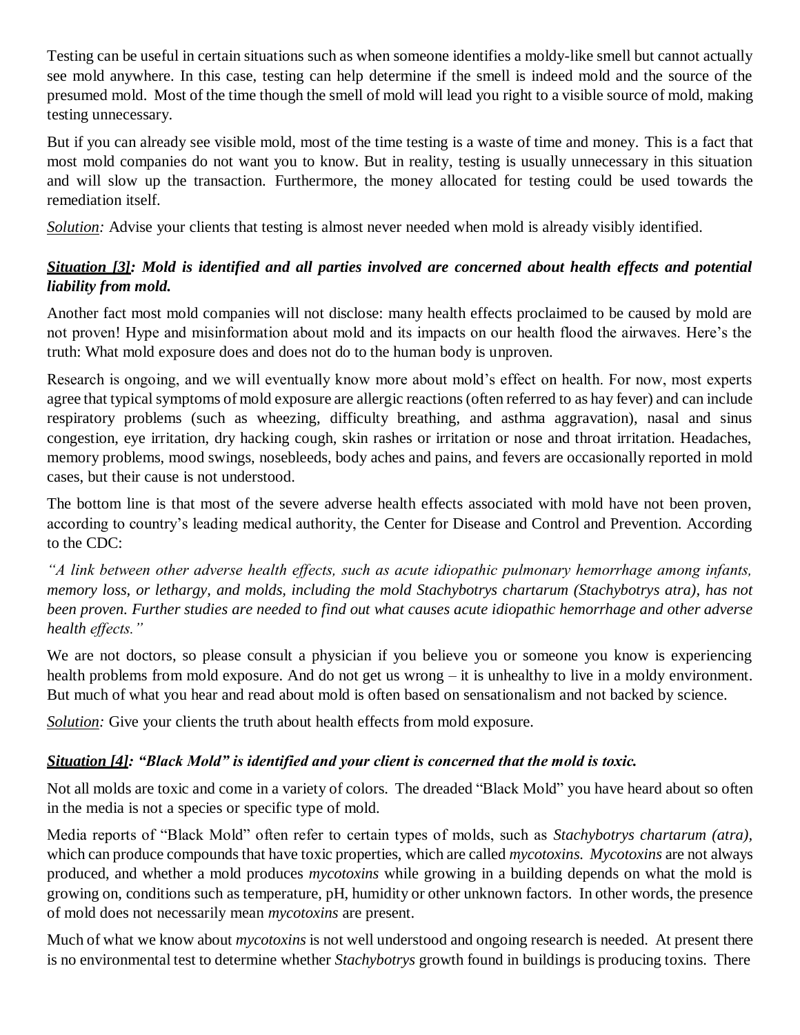Testing can be useful in certain situations such as when someone identifies a moldy-like smell but cannot actually see mold anywhere. In this case, testing can help determine if the smell is indeed mold and the source of the presumed mold. Most of the time though the smell of mold will lead you right to a visible source of mold, making testing unnecessary.

But if you can already see visible mold, most of the time testing is a waste of time and money. This is a fact that most mold companies do not want you to know. But in reality, testing is usually unnecessary in this situation and will slow up the transaction. Furthermore, the money allocated for testing could be used towards the remediation itself.

***Solution:*** Advise your clients that testing is almost never needed when mold is already visibly identified.

### ***Situation [3]: Mold is identified and all parties involved are concerned about health effects and potential liability from mold.***

Another fact most mold companies will not disclose: many health effects proclaimed to be caused by mold are not proven! Hype and misinformation about mold and its impacts on our health flood the airwaves. Here's the truth: What mold exposure does and does not do to the human body is unproven.

Research is ongoing, and we will eventually know more about mold's effect on health. For now, most experts agree that typical symptoms of mold exposure are allergic reactions (often referred to as hay fever) and can include respiratory problems (such as wheezing, difficulty breathing, and asthma aggravation), nasal and sinus congestion, eye irritation, dry hacking cough, skin rashes or irritation or nose and throat irritation. Headaches, memory problems, mood swings, nosebleeds, body aches and pains, and fevers are occasionally reported in mold cases, but their cause is not understood.

The bottom line is that most of the severe adverse health effects associated with mold have not been proven, according to country's leading medical authority, the Center for Disease and Control and Prevention. According to the CDC:

*"A link between other adverse health effects, such as acute idiopathic pulmonary hemorrhage among infants, memory loss, or lethargy, and molds, including the mold Stachybotrys chartarum (Stachybotrys atra), has not been proven. Further studies are needed to find out what causes acute idiopathic hemorrhage and other adverse health effects."*

We are not doctors, so please consult a physician if you believe you or someone you know is experiencing health problems from mold exposure. And do not get us wrong – it is unhealthy to live in a moldy environment. But much of what you hear and read about mold is often based on sensationalism and not backed by science.

***Solution:*** Give your clients the truth about health effects from mold exposure.

### ***Situation [4]: "Black Mold" is identified and your client is concerned that the mold is toxic.***

Not all molds are toxic and come in a variety of colors. The dreaded "Black Mold" you have heard about so often in the media is not a species or specific type of mold.

Media reports of "Black Mold" often refer to certain types of molds, such as *Stachybotrys chartarum (atra),* which can produce compounds that have toxic properties, which are called *mycotoxins*. *Mycotoxins* are not always produced, and whether a mold produces *mycotoxins* while growing in a building depends on what the mold is growing on, conditions such as temperature, pH, humidity or other unknown factors. In other words, the presence of mold does not necessarily mean *mycotoxins* are present.

Much of what we know about *mycotoxins* is not well understood and ongoing research is needed. At present there is no environmental test to determine whether *Stachybotrys* growth found in buildings is producing toxins. There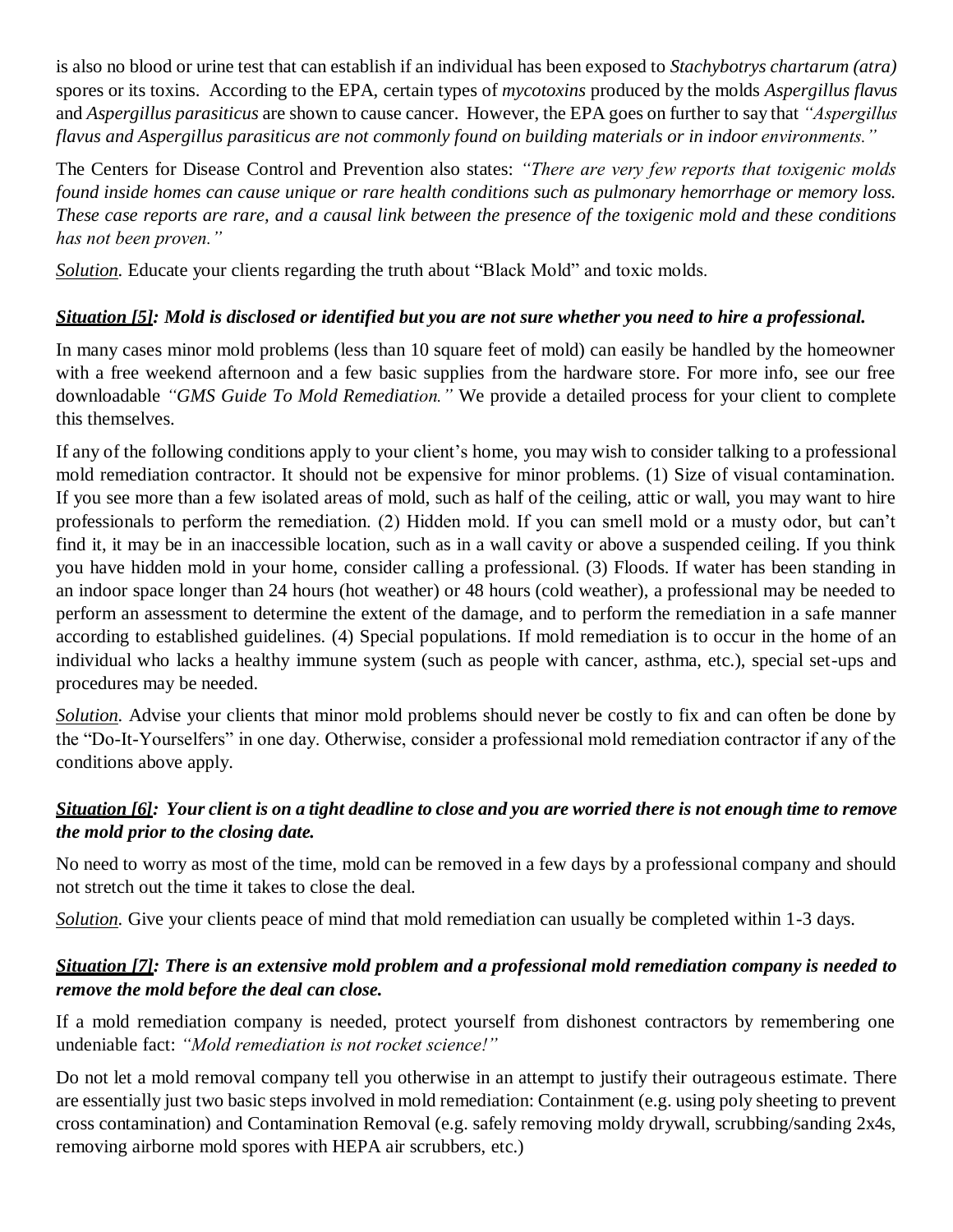is also no blood or urine test that can establish if an individual has been exposed to *Stachybotrys chartarum (atra)* spores or its toxins. According to the EPA, certain types of *mycotoxins* produced by the molds *Aspergillus flavus* and *Aspergillus parasiticus* are shown to cause cancer. However, the EPA goes on further to say that *"Aspergillus flavus and Aspergillus parasiticus are not commonly found on building materials or in indoor environments."*

The Centers for Disease Control and Prevention also states: *"There are very few reports that toxigenic molds found inside homes can cause unique or rare health conditions such as pulmonary hemorrhage or memory loss. These case reports are rare, and a causal link between the presence of the toxigenic mold and these conditions has not been proven."*

***Solution.*** Educate your clients regarding the truth about "Black Mold" and toxic molds.

### ***Situation [5]: Mold is disclosed or identified but you are not sure whether you need to hire a professional.***

In many cases minor mold problems (less than 10 square feet of mold) can easily be handled by the homeowner with a free weekend afternoon and a few basic supplies from the hardware store. For more info, see our free downloadable *"GMS Guide To Mold Remediation."* We provide a detailed process for your client to complete this themselves.

If any of the following conditions apply to your client's home, you may wish to consider talking to a professional mold remediation contractor. It should not be expensive for minor problems. (1) Size of visual contamination. If you see more than a few isolated areas of mold, such as half of the ceiling, attic or wall, you may want to hire professionals to perform the remediation. (2) Hidden mold. If you can smell mold or a musty odor, but can't find it, it may be in an inaccessible location, such as in a wall cavity or above a suspended ceiling. If you think you have hidden mold in your home, consider calling a professional. (3) Floods. If water has been standing in an indoor space longer than 24 hours (hot weather) or 48 hours (cold weather), a professional may be needed to perform an assessment to determine the extent of the damage, and to perform the remediation in a safe manner according to established guidelines. (4) Special populations. If mold remediation is to occur in the home of an individual who lacks a healthy immune system (such as people with cancer, asthma, etc.), special set-ups and procedures may be needed.

***Solution.*** Advise your clients that minor mold problems should never be costly to fix and can often be done by the "Do-It-Yourselfers" in one day. Otherwise, consider a professional mold remediation contractor if any of the conditions above apply.

### ***Situation [6]: Your client is on a tight deadline to close and you are worried there is not enough time to remove the mold prior to the closing date.***

No need to worry as most of the time, mold can be removed in a few days by a professional company and should not stretch out the time it takes to close the deal.

***Solution.*** Give your clients peace of mind that mold remediation can usually be completed within 1-3 days.

### ***Situation [7]: There is an extensive mold problem and a professional mold remediation company is needed to remove the mold before the deal can close.***

If a mold remediation company is needed, protect yourself from dishonest contractors by remembering one undeniable fact: *"Mold remediation is not rocket science!"*

Do not let a mold removal company tell you otherwise in an attempt to justify their outrageous estimate. There are essentially just two basic steps involved in mold remediation: Containment (e.g. using poly sheeting to prevent cross contamination) and Contamination Removal (e.g. safely removing moldy drywall, scrubbing/sanding 2x4s, removing airborne mold spores with HEPA air scrubbers, etc.)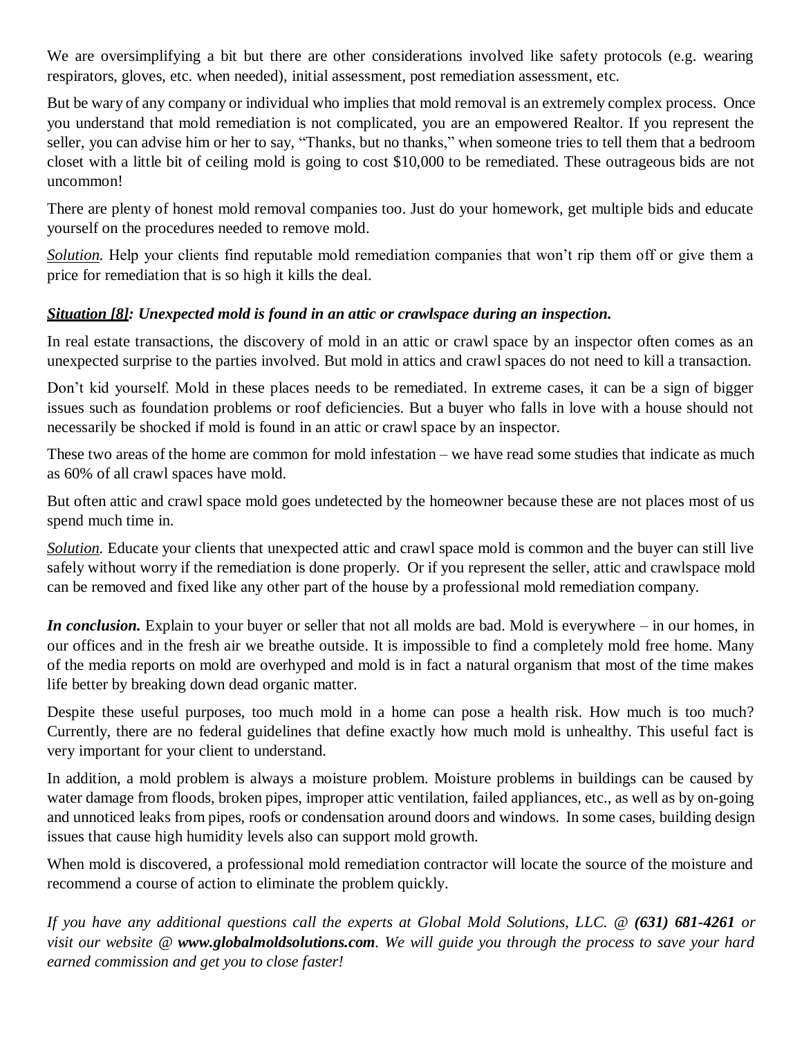We are oversimplifying a bit but there are other considerations involved like safety protocols (e.g. wearing respirators, gloves, etc. when needed), initial assessment, post remediation assessment, etc.

But be wary of any company or individual who implies that mold removal is an extremely complex process. Once you understand that mold remediation is not complicated, you are an empowered Realtor. If you represent the seller, you can advise him or her to say, "Thanks, but no thanks," when someone tries to tell them that a bedroom closet with a little bit of ceiling mold is going to cost $10,000 to be remediated. These outrageous bids are not uncommon!

There are plenty of honest mold removal companies too. Just do your homework, get multiple bids and educate yourself on the procedures needed to remove mold.

*<u>Solution</u>.* Help your clients find reputable mold remediation companies that won't rip them off or give them a price for remediation that is so high it kills the deal.

***<u>Situation [8]</u>: Unexpected mold is found in an attic or crawlspace during an inspection.***

In real estate transactions, the discovery of mold in an attic or crawl space by an inspector often comes as an unexpected surprise to the parties involved. But mold in attics and crawl spaces do not need to kill a transaction.

Don't kid yourself. Mold in these places needs to be remediated. In extreme cases, it can be a sign of bigger issues such as foundation problems or roof deficiencies. But a buyer who falls in love with a house should not necessarily be shocked if mold is found in an attic or crawl space by an inspector.

These two areas of the home are common for mold infestation – we have read some studies that indicate as much as 60% of all crawl spaces have mold.

But often attic and crawl space mold goes undetected by the homeowner because these are not places most of us spend much time in.

*<u>Solution</u>.* Educate your clients that unexpected attic and crawl space mold is common and the buyer can still live safely without worry if the remediation is done properly. Or if you represent the seller, attic and crawlspace mold can be removed and fixed like any other part of the house by a professional mold remediation company.

***In conclusion.*** Explain to your buyer or seller that not all molds are bad. Mold is everywhere – in our homes, in our offices and in the fresh air we breathe outside. It is impossible to find a completely mold free home. Many of the media reports on mold are overhyped and mold is in fact a natural organism that most of the time makes life better by breaking down dead organic matter.

Despite these useful purposes, too much mold in a home can pose a health risk. How much is too much? Currently, there are no federal guidelines that define exactly how much mold is unhealthy. This useful fact is very important for your client to understand.

In addition, a mold problem is always a moisture problem. Moisture problems in buildings can be caused by water damage from floods, broken pipes, improper attic ventilation, failed appliances, etc., as well as by on-going and unnoticed leaks from pipes, roofs or condensation around doors and windows. In some cases, building design issues that cause high humidity levels also can support mold growth.

When mold is discovered, a professional mold remediation contractor will locate the source of the moisture and recommend a course of action to eliminate the problem quickly.

*If you have any additional questions call the experts at Global Mold Solutions, LLC. @ **(631) 681-4261** or visit our website @ **www.globalmoldsolutions.com**. We will guide you through the process to save your hard earned commission and get you to close faster!*